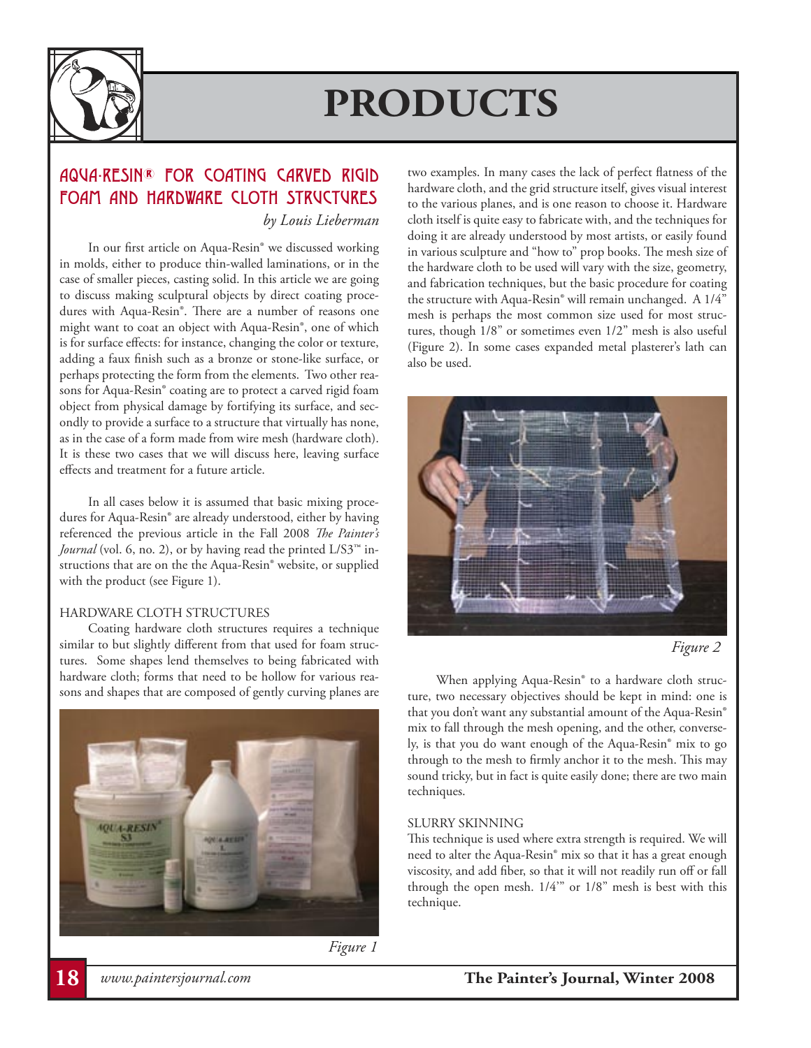# PRODUCTS

## Aqua-Resin® for Coating Carved Rigid Foam and Hardware Cloth Structures

*by Louis Lieberman*

In our first article on Aqua-Resin® we discussed working in molds, either to produce thin-walled laminations, or in the case of smaller pieces, casting solid. In this article we are going to discuss making sculptural objects by direct coating procedures with Aqua-Resin®. There are a number of reasons one might want to coat an object with Aqua-Resin®, one of which is for surface effects: for instance, changing the color or texture, adding a faux finish such as a bronze or stone-like surface, or perhaps protecting the form from the elements. Two other reasons for Aqua-Resin® coating are to protect a carved rigid foam object from physical damage by fortifying its surface, and secondly to provide a surface to a structure that virtually has none, as in the case of a form made from wire mesh (hardware cloth). It is these two cases that we will discuss here, leaving surface effects and treatment for a future article.

In all cases below it is assumed that basic mixing procedures for Aqua-Resin® are already understood, either by having referenced the previous article in the Fall 2008 *The Painter's Journal* (vol. 6, no. 2), or by having read the printed L/S3™ instructions that are on the the Aqua-Resin® website, or supplied with the product (see Figure 1).

### HARDWARE CLOTH STRUCTURES

Coating hardware cloth structures requires a technique similar to but slightly different from that used for foam structures. Some shapes lend themselves to being fabricated with hardware cloth; forms that need to be hollow for various reasons and shapes that are composed of gently curving planes are two examples. In many cases the lack of perfect flatness of the hardware cloth, and the grid structure itself, gives visual interest to the various planes, and is one reason to choose it. Hardware cloth itself is quite easy to fabricate with, and the techniques for doing it are already understood by most artists, or easily found in various sculpture and "how to" prop books. The mesh size of the hardware cloth to be used will vary with the size, geometry, and fabrication techniques, but the basic procedure for coating the structure with Aqua-Resin® will remain unchanged. A 1/4" mesh is perhaps the most common size used for most structures, though 1/8" or sometimes even 1/2" mesh is also useful (Figure 2). In some cases expanded metal plasterer's lath can also be used.

*Figure 1*

*Figure 2*

When applying Aqua-Resin® to a hardware cloth structure, two necessary objectives should be kept in mind: one is that you don't want any substantial amount of the Aqua-Resin® mix to fall through the mesh opening, and the other, conversely, is that you do want enough of the Aqua-Resin® mix to go through to the mesh to firmly anchor it to the mesh. This may sound tricky, but in fact is quite easily done; there are two main techniques.

### SLURRY SKINNING

This technique is used where extra strength is required. We will need to alter the Aqua-Resin® mix so that it has a great enough viscosity, and add fiber, so that it will not readily run off or fall through the open mesh. 1/4'" or 1/8" mesh is best with this technique.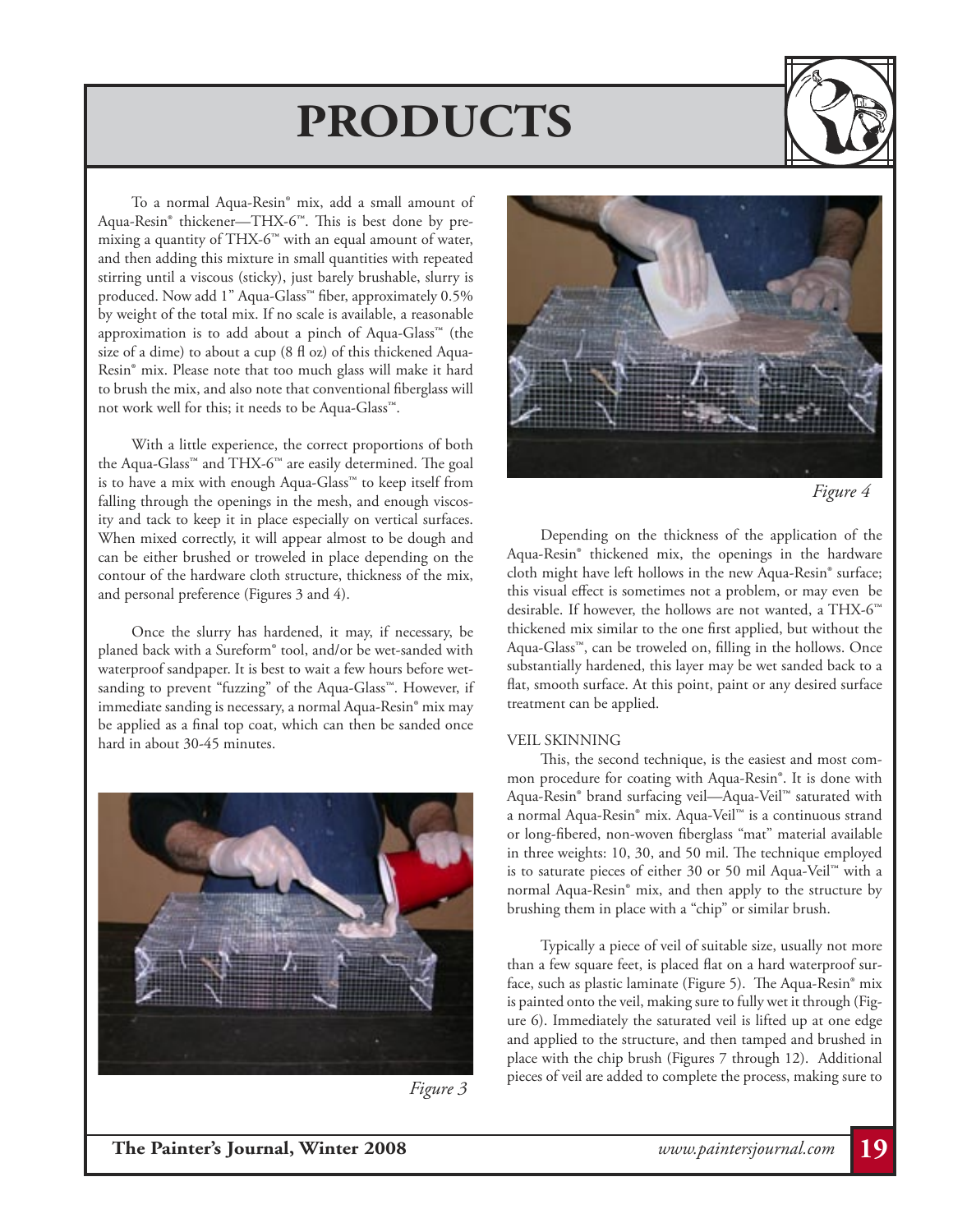# PRODUCTS

To a normal Aqua-Resin® mix, add a small amount of Aqua-Resin® thickener—THX-6™. This is best done by premixing a quantity of THX-6™ with an equal amount of water, and then adding this mixture in small quantities with repeated stirring until a viscous (sticky), just barely brushable, slurry is produced. Now add 1" Aqua-Glass™ fiber, approximately 0.5% by weight of the total mix. If no scale is available, a reasonable approximation is to add about a pinch of Aqua-Glass™ (the size of a dime) to about a cup (8 fl oz) of this thickened Aqua-Resin® mix. Please note that too much glass will make it hard to brush the mix, and also note that conventional fiberglass will not work well for this; it needs to be Aqua-Glass™.

With a little experience, the correct proportions of both the Aqua-Glass™ and THX-6™ are easily determined. The goal is to have a mix with enough Aqua-Glass™ to keep itself from falling through the openings in the mesh, and enough viscosity and tack to keep it in place especially on vertical surfaces. When mixed correctly, it will appear almost to be dough and can be either brushed or troweled in place depending on the contour of the hardware cloth structure, thickness of the mix, and personal preference (Figures 3 and 4).

Once the slurry has hardened, it may, if necessary, be planed back with a Sureform® tool, and/or be wet-sanded with waterproof sandpaper. It is best to wait a few hours before wet-sanding to prevent "fuzzing" of the Aqua-Glass™. However, if immediate sanding is necessary, a normal Aqua-Resin® mix may be applied as a final top coat, which can then be sanded once hard in about 30-45 minutes.

*Figure 3*

*Figure 4*

Depending on the thickness of the application of the Aqua-Resin® thickened mix, the openings in the hardware cloth might have left hollows in the new Aqua-Resin® surface; this visual effect is sometimes not a problem, or may even be desirable. If however, the hollows are not wanted, a THX-6™ thickened mix similar to the one first applied, but without the Aqua-Glass™, can be troweled on, filling in the hollows. Once substantially hardened, this layer may be wet sanded back to a flat, smooth surface. At this point, paint or any desired surface treatment can be applied.

VEIL SKINNING

This, the second technique, is the easiest and most common procedure for coating with Aqua-Resin®. It is done with Aqua-Resin® brand surfacing veil—Aqua-Veil™ saturated with a normal Aqua-Resin® mix. Aqua-Veil™ is a continuous strand or long-fibered, non-woven fiberglass "mat" material available in three weights: 10, 30, and 50 mil. The technique employed is to saturate pieces of either 30 or 50 mil Aqua-Veil™ with a normal Aqua-Resin® mix, and then apply to the structure by brushing them in place with a "chip" or similar brush.

Typically a piece of veil of suitable size, usually not more than a few square feet, is placed flat on a hard waterproof surface, such as plastic laminate (Figure 5). The Aqua-Resin® mix is painted onto the veil, making sure to fully wet it through (Figure 6). Immediately the saturated veil is lifted up at one edge and applied to the structure, and then tamped and brushed in place with the chip brush (Figures 7 through 12). Additional pieces of veil are added to complete the process, making sure to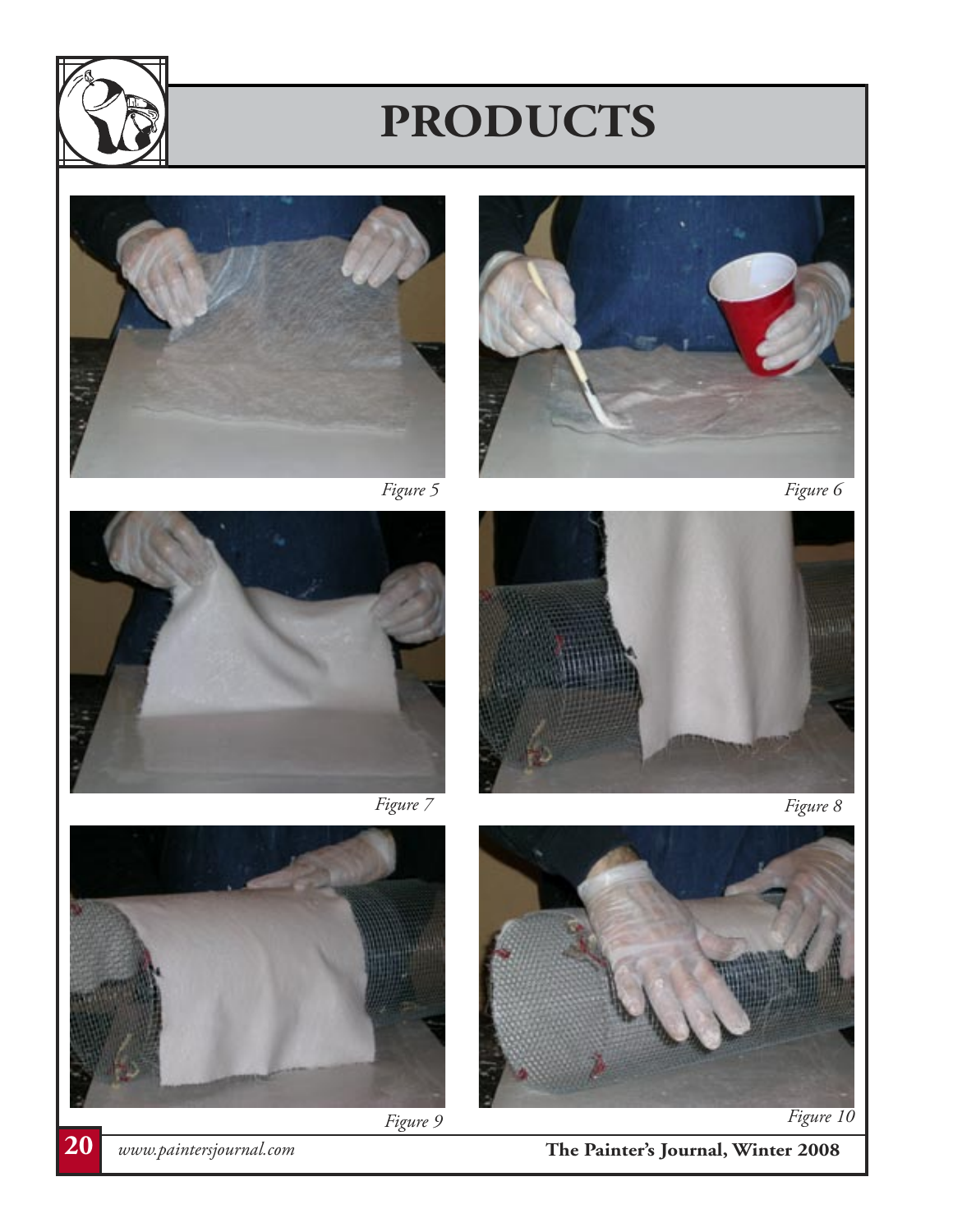# PRODUCTS

Figure 5

Figure 6

Figure 7

Figure 8

Figure 9

Figure 10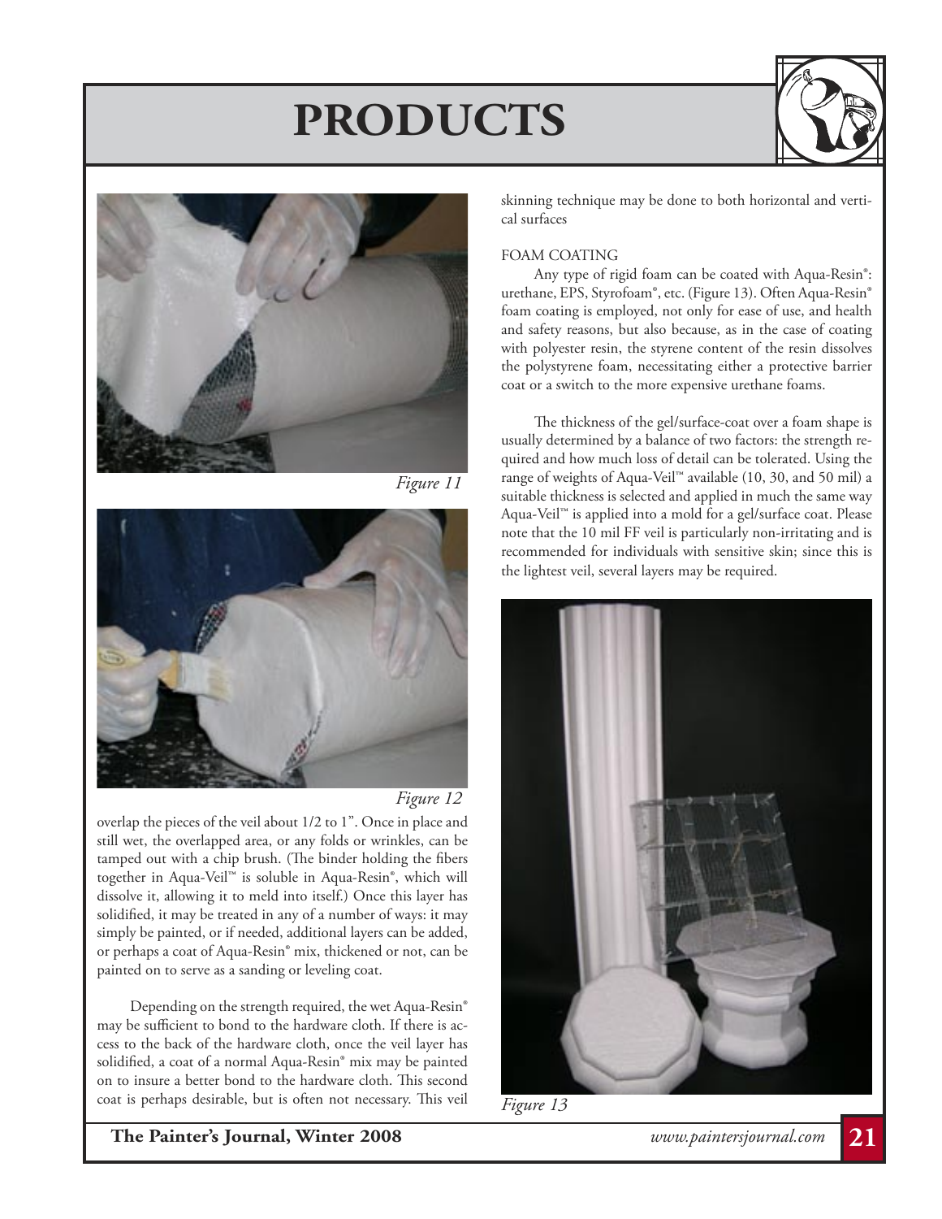# PRODUCTS

Figure 11

Figure 12

overlap the pieces of the veil about 1/2 to 1". Once in place and still wet, the overlapped area, or any folds or wrinkles, can be tamped out with a chip brush. (The binder holding the fibers together in Aqua-Veil™ is soluble in Aqua-Resin®, which will dissolve it, allowing it to meld into itself.) Once this layer has solidified, it may be treated in any of a number of ways: it may simply be painted, or if needed, additional layers can be added, or perhaps a coat of Aqua-Resin® mix, thickened or not, can be painted on to serve as a sanding or leveling coat.

Depending on the strength required, the wet Aqua-Resin® may be sufficient to bond to the hardware cloth. If there is access to the back of the hardware cloth, once the veil layer has solidified, a coat of a normal Aqua-Resin® mix may be painted on to insure a better bond to the hardware cloth. This second coat is perhaps desirable, but is often not necessary. This veil skinning technique may be done to both horizontal and vertical surfaces

FOAM COATING

Any type of rigid foam can be coated with Aqua-Resin®: urethane, EPS, Styrofoam®, etc. (Figure 13). Often Aqua-Resin® foam coating is employed, not only for ease of use, and health and safety reasons, but also because, as in the case of coating with polyester resin, the styrene content of the resin dissolves the polystyrene foam, necessitating either a protective barrier coat or a switch to the more expensive urethane foams.

The thickness of the gel/surface-coat over a foam shape is usually determined by a balance of two factors: the strength required and how much loss of detail can be tolerated. Using the range of weights of Aqua-Veil™ available (10, 30, and 50 mil) a suitable thickness is selected and applied in much the same way Aqua-Veil™ is applied into a mold for a gel/surface coat. Please note that the 10 mil FF veil is particularly non-irritating and is recommended for individuals with sensitive skin; since this is the lightest veil, several layers may be required.

Figure 13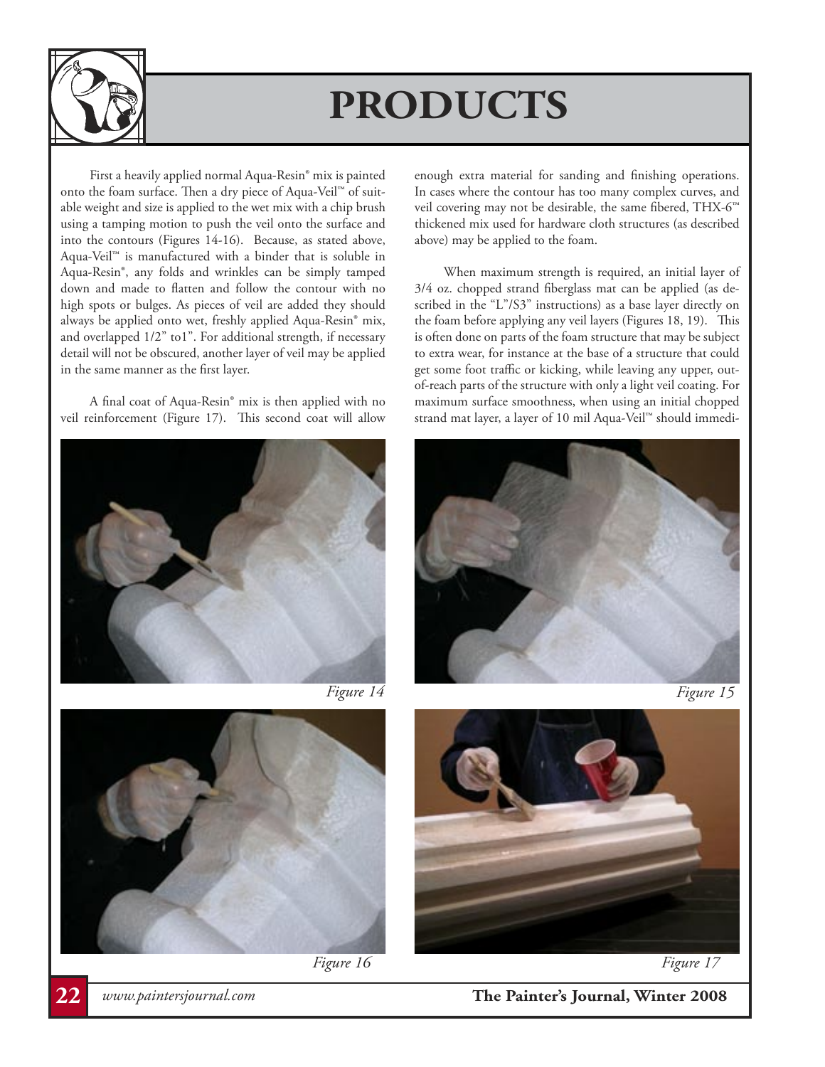# PRODUCTS

First a heavily applied normal Aqua-Resin® mix is painted onto the foam surface. Then a dry piece of Aqua-Veil™ of suitable weight and size is applied to the wet mix with a chip brush using a tamping motion to push the veil onto the surface and into the contours (Figures 14-16). Because, as stated above, Aqua-Veil™ is manufactured with a binder that is soluble in Aqua-Resin®, any folds and wrinkles can be simply tamped down and made to flatten and follow the contour with no high spots or bulges. As pieces of veil are added they should always be applied onto wet, freshly applied Aqua-Resin® mix, and overlapped 1/2" to1". For additional strength, if necessary detail will not be obscured, another layer of veil may be applied in the same manner as the first layer.

A final coat of Aqua-Resin® mix is then applied with no veil reinforcement (Figure 17). This second coat will allow enough extra material for sanding and finishing operations. In cases where the contour has too many complex curves, and veil covering may not be desirable, the same fibered, THX-6™ thickened mix used for hardware cloth structures (as described above) may be applied to the foam.

When maximum strength is required, an initial layer of 3/4 oz. chopped strand fiberglass mat can be applied (as described in the "L"/S3" instructions) as a base layer directly on the foam before applying any veil layers (Figures 18, 19). This is often done on parts of the foam structure that may be subject to extra wear, for instance at the base of a structure that could get some foot traffic or kicking, while leaving any upper, out-of-reach parts of the structure with only a light veil coating. For maximum surface smoothness, when using an initial chopped strand mat layer, a layer of 10 mil Aqua-Veil™ should immedi-

*Figure 14*

*Figure 15*

*Figure 16*

*Figure 17*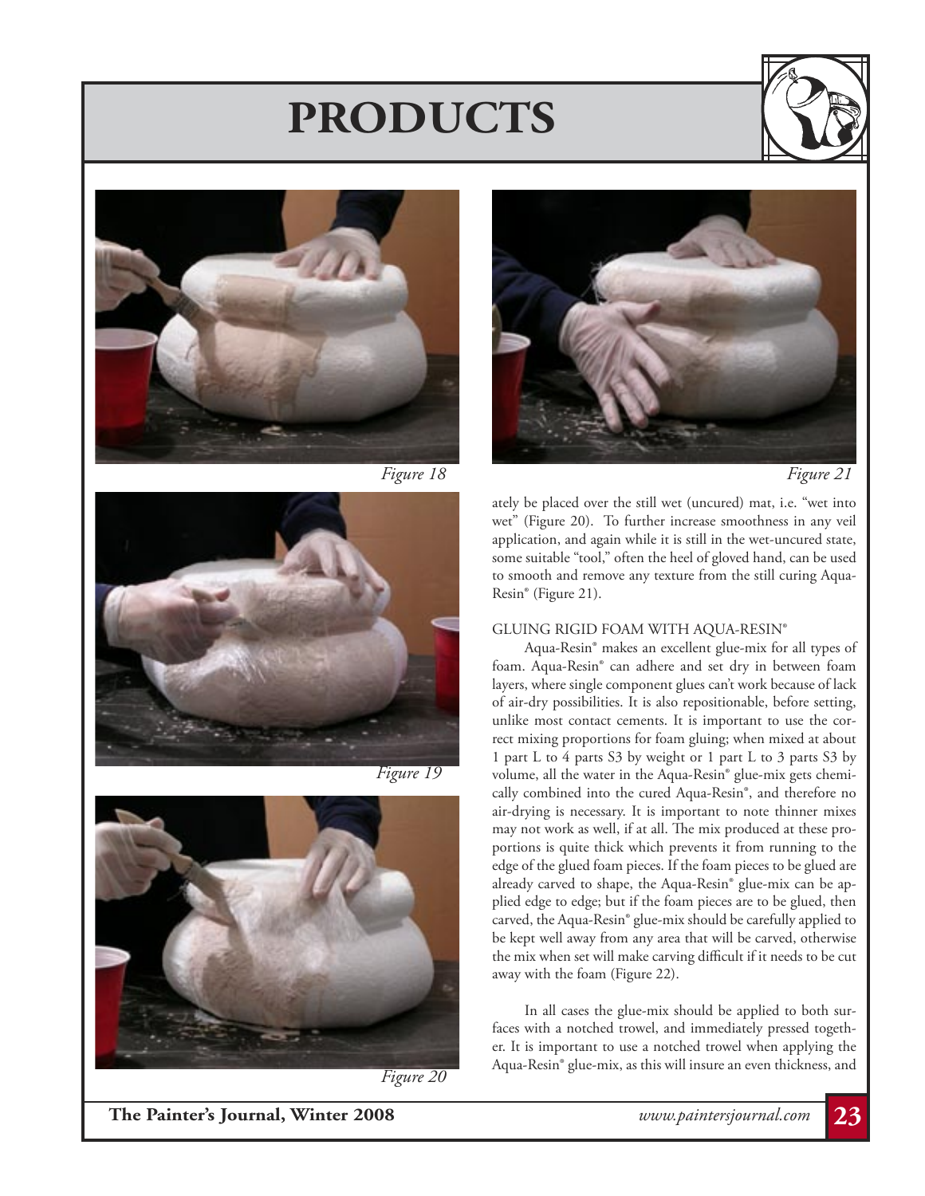# PRODUCTS

Figure 18

Figure 19

Figure 20

Figure 21

ately be placed over the still wet (uncured) mat, i.e. "wet into wet" (Figure 20). To further increase smoothness in any veil application, and again while it is still in the wet-uncured state, some suitable "tool," often the heel of gloved hand, can be used to smooth and remove any texture from the still curing Aqua-Resin® (Figure 21).

## GLUING RIGID FOAM WITH AQUA-RESIN®

Aqua-Resin® makes an excellent glue-mix for all types of foam. Aqua-Resin® can adhere and set dry in between foam layers, where single component glues can't work because of lack of air-dry possibilities. It is also repositionable, before setting, unlike most contact cements. It is important to use the correct mixing proportions for foam gluing; when mixed at about 1 part L to 4 parts S3 by weight or 1 part L to 3 parts S3 by volume, all the water in the Aqua-Resin® glue-mix gets chemically combined into the cured Aqua-Resin®, and therefore no air-drying is necessary. It is important to note thinner mixes may not work as well, if at all. The mix produced at these proportions is quite thick which prevents it from running to the edge of the glued foam pieces. If the foam pieces to be glued are already carved to shape, the Aqua-Resin® glue-mix can be applied edge to edge; but if the foam pieces are to be glued, then carved, the Aqua-Resin® glue-mix should be carefully applied to be kept away from any area that will be carved, otherwise the mix when set will make carving difficult if it needs to be cut away with the foam (Figure 22).

In all cases the glue-mix should be applied to both surfaces with a notched trowel, and immediately pressed together. It is important to use a notched trowel when applying the Aqua-Resin® glue-mix, as this will insure an even thickness, and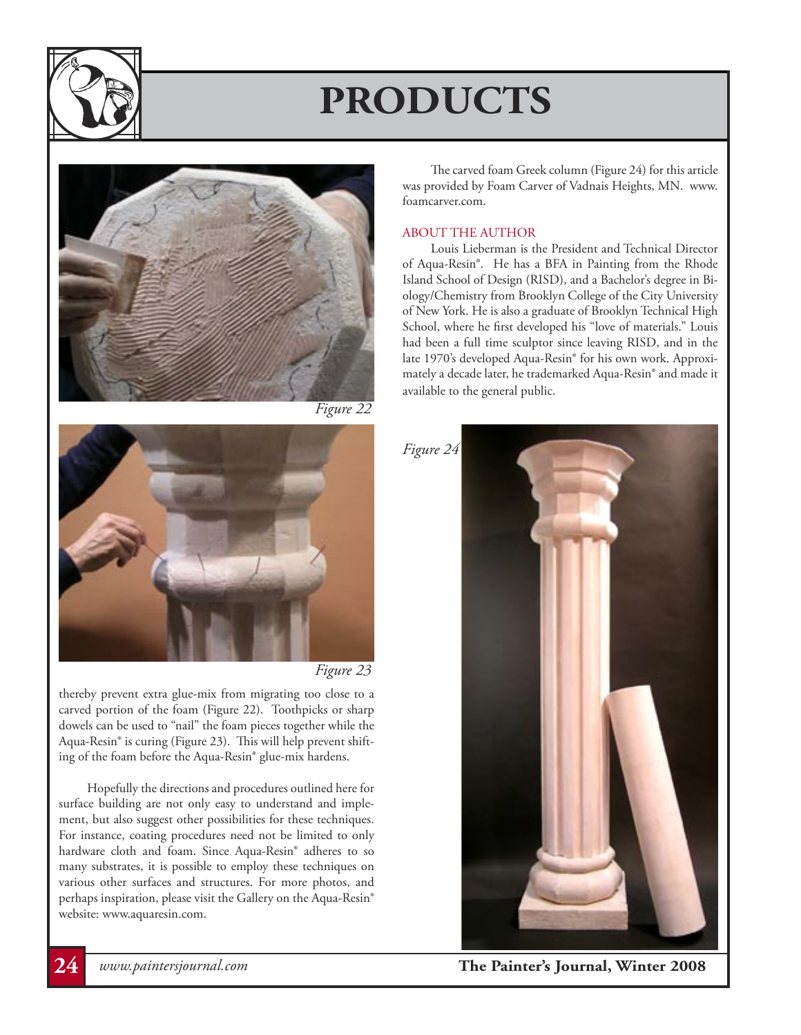# PRODUCTS

Figure 22

Figure 23

thereby prevent extra glue-mix from migrating too close to a carved portion of the foam (Figure 22). Toothpicks or sharp dowels can be used to "nail" the foam pieces together while the Aqua-Resin® is curing (Figure 23). This will help prevent shifting of the foam before the Aqua-Resin® glue-mix hardens.

Hopefully the directions and procedures outlined here for surface building are not only easy to understand and implement, but also suggest other possibilities for these techniques. For instance, coating procedures need not be limited to only hardware cloth and foam. Since Aqua-Resin® adheres to so many substrates, it is possible to employ these techniques on various other surfaces and structures. For more photos, and perhaps inspiration, please visit the Gallery on the Aqua-Resin® website: www.aquaresin.com.

The carved foam Greek column (Figure 24) for this article was provided by Foam Carver of Vadnais Heights, MN. www.foamcarver.com.

## ABOUT THE AUTHOR

Louis Lieberman is the President and Technical Director of Aqua-Resin®. He has a BFA in Painting from the Rhode Island School of Design (RISD), and a Bachelor's degree in Biology/Chemistry from Brooklyn College of the City University of New York. He is also a graduate of Brooklyn Technical High School, where he first developed his "love of materials." Louis had been a full time sculptor since leaving RISD, and in the late 1970's developed Aqua-Resin® for his own work. Approximately a decade later, he trademarked Aqua-Resin® and made it available to the general public.

Figure 24